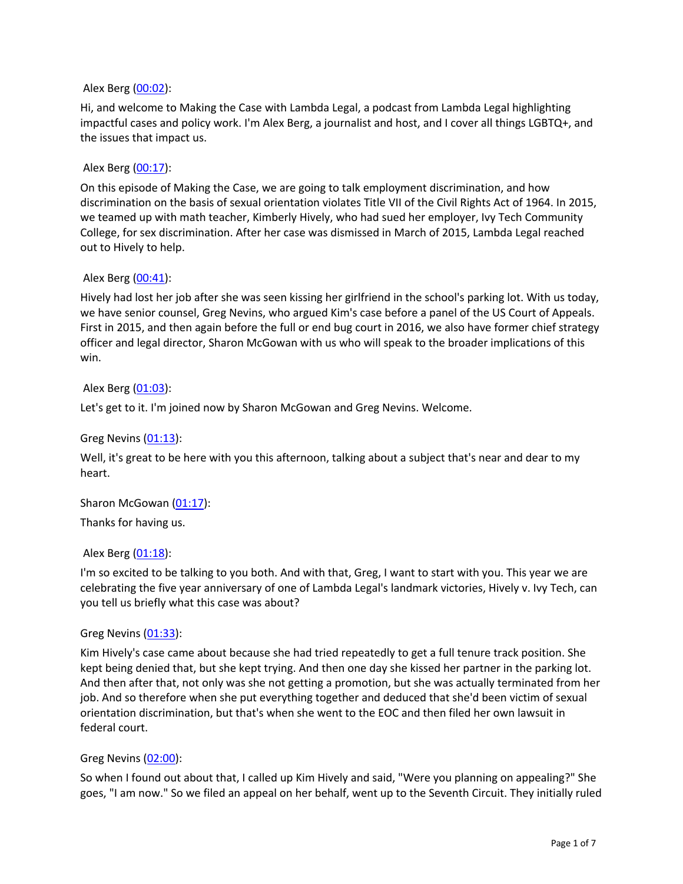Alex Berg ([00:02](#)):

Hi, and welcome to Making the Case with Lambda Legal, a podcast from Lambda Legal highlighting impactful cases and policy work. I'm Alex Berg, a journalist and host, and I cover all things LGBTQ+, and the issues that impact us.

Alex Berg ([00:17](#)):

On this episode of Making the Case, we are going to talk employment discrimination, and how discrimination on the basis of sexual orientation violates Title VII of the Civil Rights Act of 1964. In 2015, we teamed up with math teacher, Kimberly Hively, who had sued her employer, Ivy Tech Community College, for sex discrimination. After her case was dismissed in March of 2015, Lambda Legal reached out to Hively to help.

Alex Berg ([00:41](#)):

Hively had lost her job after she was seen kissing her girlfriend in the school's parking lot. With us today, we have senior counsel, Greg Nevins, who argued Kim's case before a panel of the US Court of Appeals. First in 2015, and then again before the full or end bug court in 2016, we also have former chief strategy officer and legal director, Sharon McGowan with us who will speak to the broader implications of this win.

Alex Berg ([01:03](#)):

Let's get to it. I'm joined now by Sharon McGowan and Greg Nevins. Welcome.

Greg Nevins ([01:13](#)):

Well, it's great to be here with you this afternoon, talking about a subject that's near and dear to my heart.

Sharon McGowan ([01:17](#)):

Thanks for having us.

Alex Berg ([01:18](#)):

I'm so excited to be talking to you both. And with that, Greg, I want to start with you. This year we are celebrating the five year anniversary of one of Lambda Legal's landmark victories, Hively v. Ivy Tech, can you tell us briefly what this case was about?

Greg Nevins ([01:33](#)):

Kim Hively's case came about because she had tried repeatedly to get a full tenure track position. She kept being denied that, but she kept trying. And then one day she kissed her partner in the parking lot. And then after that, not only was she not getting a promotion, but she was actually terminated from her job. And so therefore when she put everything together and deduced that she'd been victim of sexual orientation discrimination, but that's when she went to the EOC and then filed her own lawsuit in federal court.

Greg Nevins ([02:00](#)):

So when I found out about that, I called up Kim Hively and said, "Were you planning on appealing?" She goes, "I am now." So we filed an appeal on her behalf, went up to the Seventh Circuit. They initially ruled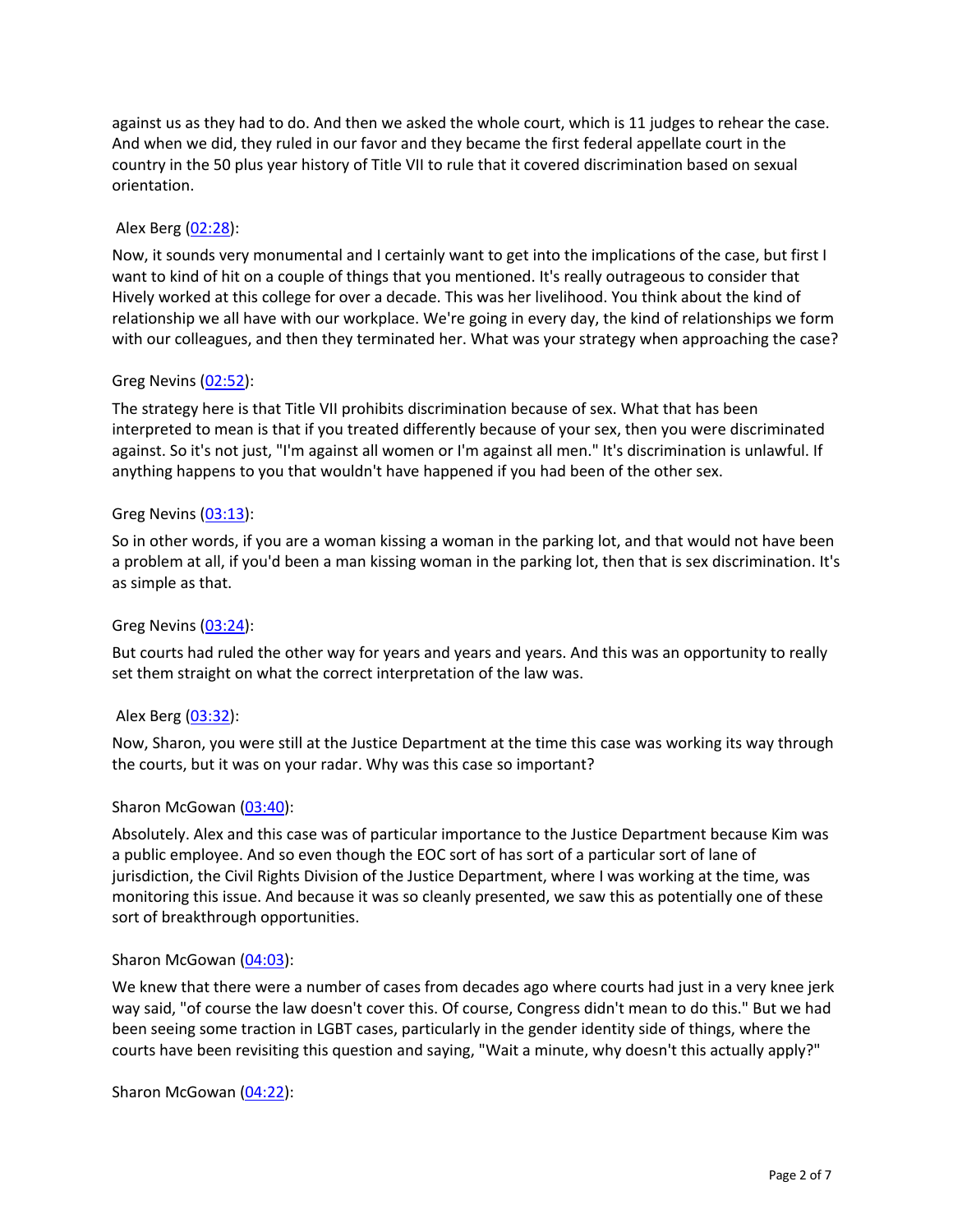against us as they had to do. And then we asked the whole court, which is 11 judges to rehear the case. And when we did, they ruled in our favor and they became the first federal appellate court in the country in the 50 plus year history of Title VII to rule that it covered discrimination based on sexual orientation.

Alex Berg ([02:28]):

Now, it sounds very monumental and I certainly want to get into the implications of the case, but first I want to kind of hit on a couple of things that you mentioned. It's really outrageous to consider that Hively worked at this college for over a decade. This was her livelihood. You think about the kind of relationship we all have with our workplace. We're going in every day, the kind of relationships we form with our colleagues, and then they terminated her. What was your strategy when approaching the case?

Greg Nevins ([02:52]):

The strategy here is that Title VII prohibits discrimination because of sex. What that has been interpreted to mean is that if you treated differently because of your sex, then you were discriminated against. So it's not just, "I'm against all women or I'm against all men." It's discrimination is unlawful. If anything happens to you that wouldn't have happened if you had been of the other sex.

Greg Nevins ([03:13]):

So in other words, if you are a woman kissing a woman in the parking lot, and that would not have been a problem at all, if you'd been a man kissing woman in the parking lot, then that is sex discrimination. It's as simple as that.

Greg Nevins ([03:24]):

But courts had ruled the other way for years and years and years. And this was an opportunity to really set them straight on what the correct interpretation of the law was.

Alex Berg ([03:32]):

Now, Sharon, you were still at the Justice Department at the time this case was working its way through the courts, but it was on your radar. Why was this case so important?

Sharon McGowan ([03:40]):

Absolutely. Alex and this case was of particular importance to the Justice Department because Kim was a public employee. And so even though the EOC sort of has sort of a particular sort of lane of jurisdiction, the Civil Rights Division of the Justice Department, where I was working at the time, was monitoring this issue. And because it was so cleanly presented, we saw this as potentially one of these sort of breakthrough opportunities.

Sharon McGowan ([04:03]):

We knew that there were a number of cases from decades ago where courts had just in a very knee jerk way said, "of course the law doesn't cover this. Of course, Congress didn't mean to do this." But we had been seeing some traction in LGBT cases, particularly in the gender identity side of things, where the courts have been revisiting this question and saying, "Wait a minute, why doesn't this actually apply?"

Sharon McGowan ([04:22]):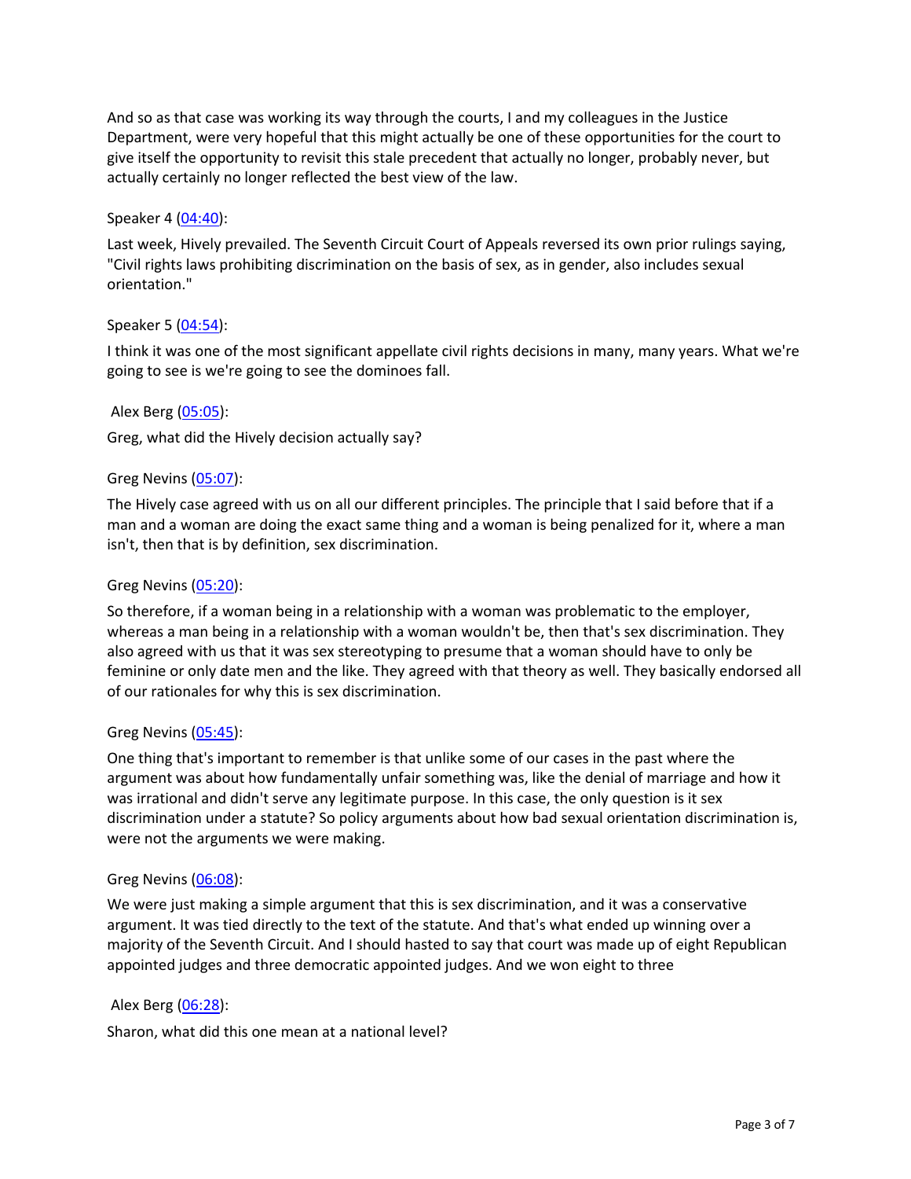And so as that case was working its way through the courts, I and my colleagues in the Justice Department, were very hopeful that this might actually be one of these opportunities for the court to give itself the opportunity to revisit this stale precedent that actually no longer, probably never, but actually certainly no longer reflected the best view of the law.

Speaker 4 ([04:40](#)):

Last week, Hively prevailed. The Seventh Circuit Court of Appeals reversed its own prior rulings saying, "Civil rights laws prohibiting discrimination on the basis of sex, as in gender, also includes sexual orientation."

Speaker 5 ([04:54](#)):

I think it was one of the most significant appellate civil rights decisions in many, many years. What we're going to see is we're going to see the dominoes fall.

Alex Berg ([05:05](#)):

Greg, what did the Hively decision actually say?

Greg Nevins ([05:07](#)):

The Hively case agreed with us on all our different principles. The principle that I said before that if a man and a woman are doing the exact same thing and a woman is being penalized for it, where a man isn't, then that is by definition, sex discrimination.

Greg Nevins ([05:20](#)):

So therefore, if a woman being in a relationship with a woman was problematic to the employer, whereas a man being in a relationship with a woman wouldn't be, then that's sex discrimination. They also agreed with us that it was sex stereotyping to presume that a woman should have to only be feminine or only date men and the like. They agreed with that theory as well. They basically endorsed all of our rationales for why this is sex discrimination.

Greg Nevins ([05:45](#)):

One thing that's important to remember is that unlike some of our cases in the past where the argument was about how fundamentally unfair something was, like the denial of marriage and how it was irrational and didn't serve any legitimate purpose. In this case, the only question is it sex discrimination under a statute? So policy arguments about how bad sexual orientation discrimination is, were not the arguments we were making.

Greg Nevins ([06:08](#)):

We were just making a simple argument that this is sex discrimination, and it was a conservative argument. It was tied directly to the text of the statute. And that's what ended up winning over a majority of the Seventh Circuit. And I should hasted to say that court was made up of eight Republican appointed judges and three democratic appointed judges. And we won eight to three

Alex Berg ([06:28](#)):

Sharon, what did this one mean at a national level?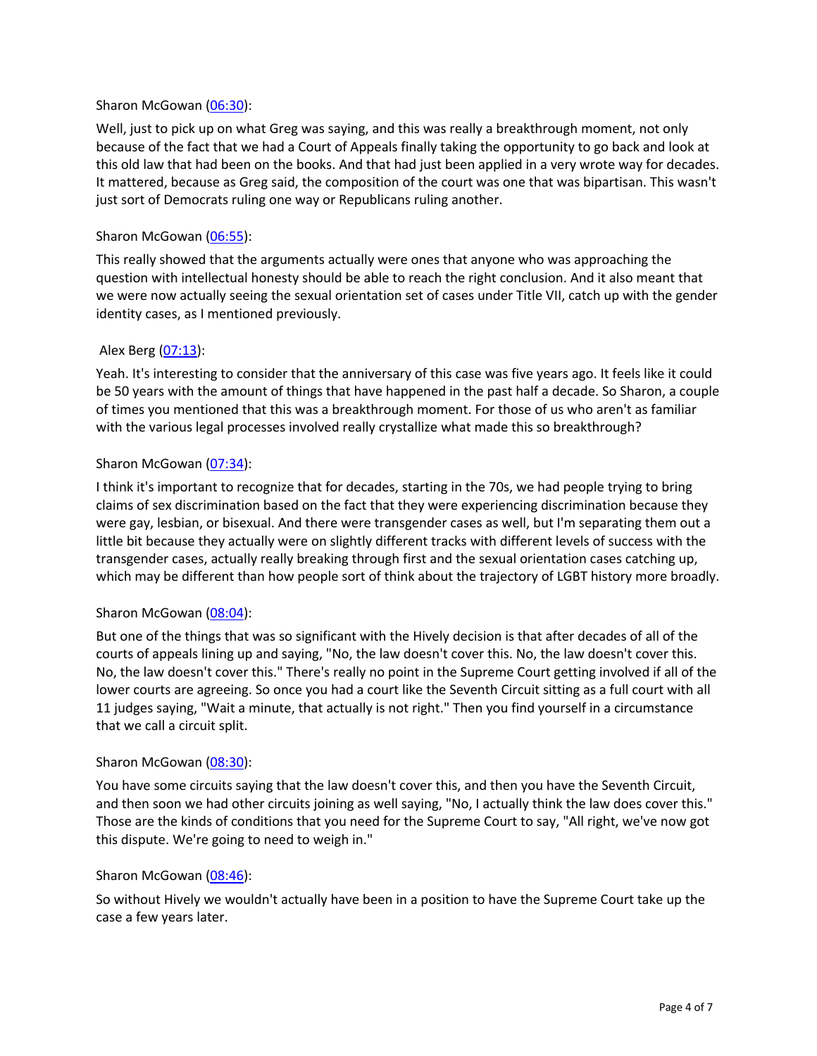Sharon McGowan ([06:30](06:30)):

Well, just to pick up on what Greg was saying, and this was really a breakthrough moment, not only because of the fact that we had a Court of Appeals finally taking the opportunity to go back and look at this old law that had been on the books. And that had just been applied in a very wrote way for decades. It mattered, because as Greg said, the composition of the court was one that was bipartisan. This wasn't just sort of Democrats ruling one way or Republicans ruling another.

Sharon McGowan ([06:55](06:55)):

This really showed that the arguments actually were ones that anyone who was approaching the question with intellectual honesty should be able to reach the right conclusion. And it also meant that we were now actually seeing the sexual orientation set of cases under Title VII, catch up with the gender identity cases, as I mentioned previously.

Alex Berg ([07:13](07:13)):

Yeah. It's interesting to consider that the anniversary of this case was five years ago. It feels like it could be 50 years with the amount of things that have happened in the past half a decade. So Sharon, a couple of times you mentioned that this was a breakthrough moment. For those of us who aren't as familiar with the various legal processes involved really crystallize what made this so breakthrough?

Sharon McGowan ([07:34](07:34)):

I think it's important to recognize that for decades, starting in the 70s, we had people trying to bring claims of sex discrimination based on the fact that they were experiencing discrimination because they were gay, lesbian, or bisexual. And there were transgender cases as well, but I'm separating them out a little bit because they actually were on slightly different tracks with different levels of success with the transgender cases, actually really breaking through first and the sexual orientation cases catching up, which may be different than how people sort of think about the trajectory of LGBT history more broadly.

Sharon McGowan ([08:04](08:04)):

But one of the things that was so significant with the Hively decision is that after decades of all of the courts of appeals lining up and saying, "No, the law doesn't cover this. No, the law doesn't cover this. No, the law doesn't cover this." There's really no point in the Supreme Court getting involved if all of the lower courts are agreeing. So once you had a court like the Seventh Circuit sitting as a full court with all 11 judges saying, "Wait a minute, that actually is not right." Then you find yourself in a circumstance that we call a circuit split.

Sharon McGowan ([08:30](08:30)):

You have some circuits saying that the law doesn't cover this, and then you have the Seventh Circuit, and then soon we had other circuits joining as well saying, "No, I actually think the law does cover this." Those are the kinds of conditions that you need for the Supreme Court to say, "All right, we've now got this dispute. We're going to need to weigh in."

Sharon McGowan ([08:46](08:46)):

So without Hively we wouldn't actually have been in a position to have the Supreme Court take up the case a few years later.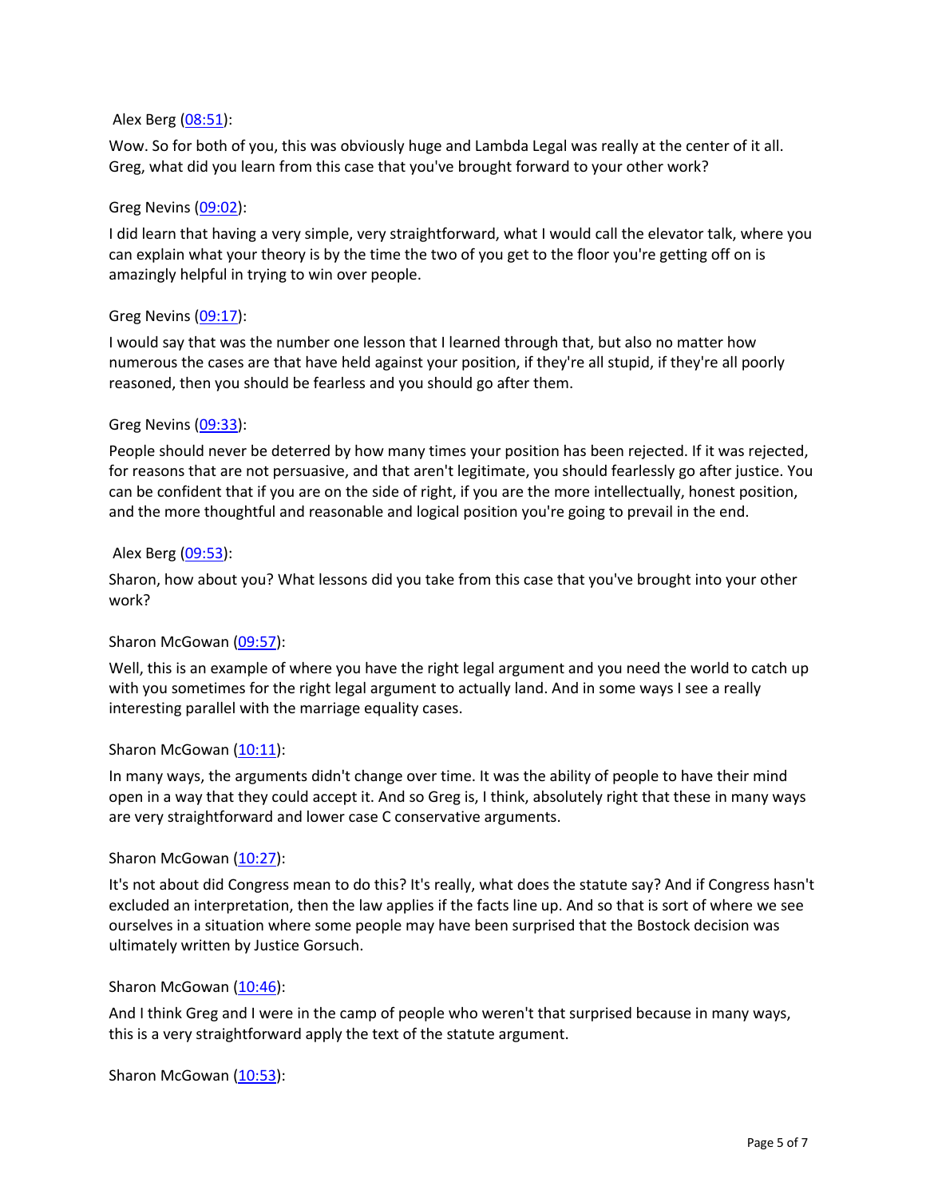Alex Berg ([08:51]()):

Wow. So for both of you, this was obviously huge and Lambda Legal was really at the center of it all. Greg, what did you learn from this case that you've brought forward to your other work?

Greg Nevins ([09:02]()):

I did learn that having a very simple, very straightforward, what I would call the elevator talk, where you can explain what your theory is by the time the two of you get to the floor you're getting off on is amazingly helpful in trying to win over people.

Greg Nevins ([09:17]()):

I would say that was the number one lesson that I learned through that, but also no matter how numerous the cases are that have held against your position, if they're all stupid, if they're all poorly reasoned, then you should be fearless and you should go after them.

Greg Nevins ([09:33]()):

People should never be deterred by how many times your position has been rejected. If it was rejected, for reasons that are not persuasive, and that aren't legitimate, you should fearlessly go after justice. You can be confident that if you are on the side of right, if you are the more intellectually, honest position, and the more thoughtful and reasonable and logical position you're going to prevail in the end.

Alex Berg ([09:53]()):

Sharon, how about you? What lessons did you take from this case that you've brought into your other work?

Sharon McGowan ([09:57]()):

Well, this is an example of where you have the right legal argument and you need the world to catch up with you sometimes for the right legal argument to actually land. And in some ways I see a really interesting parallel with the marriage equality cases.

Sharon McGowan ([10:11]()):

In many ways, the arguments didn't change over time. It was the ability of people to have their mind open in a way that they could accept it. And so Greg is, I think, absolutely right that these in many ways are very straightforward and lower case C conservative arguments.

Sharon McGowan ([10:27]()):

It's not about did Congress mean to do this? It's really, what does the statute say? And if Congress hasn't excluded an interpretation, then the law applies if the facts line up. And so that is sort of where we see ourselves in a situation where some people may have been surprised that the Bostock decision was ultimately written by Justice Gorsuch.

Sharon McGowan ([10:46]()):

And I think Greg and I were in the camp of people who weren't that surprised because in many ways, this is a very straightforward apply the text of the statute argument.

Sharon McGowan ([10:53]()):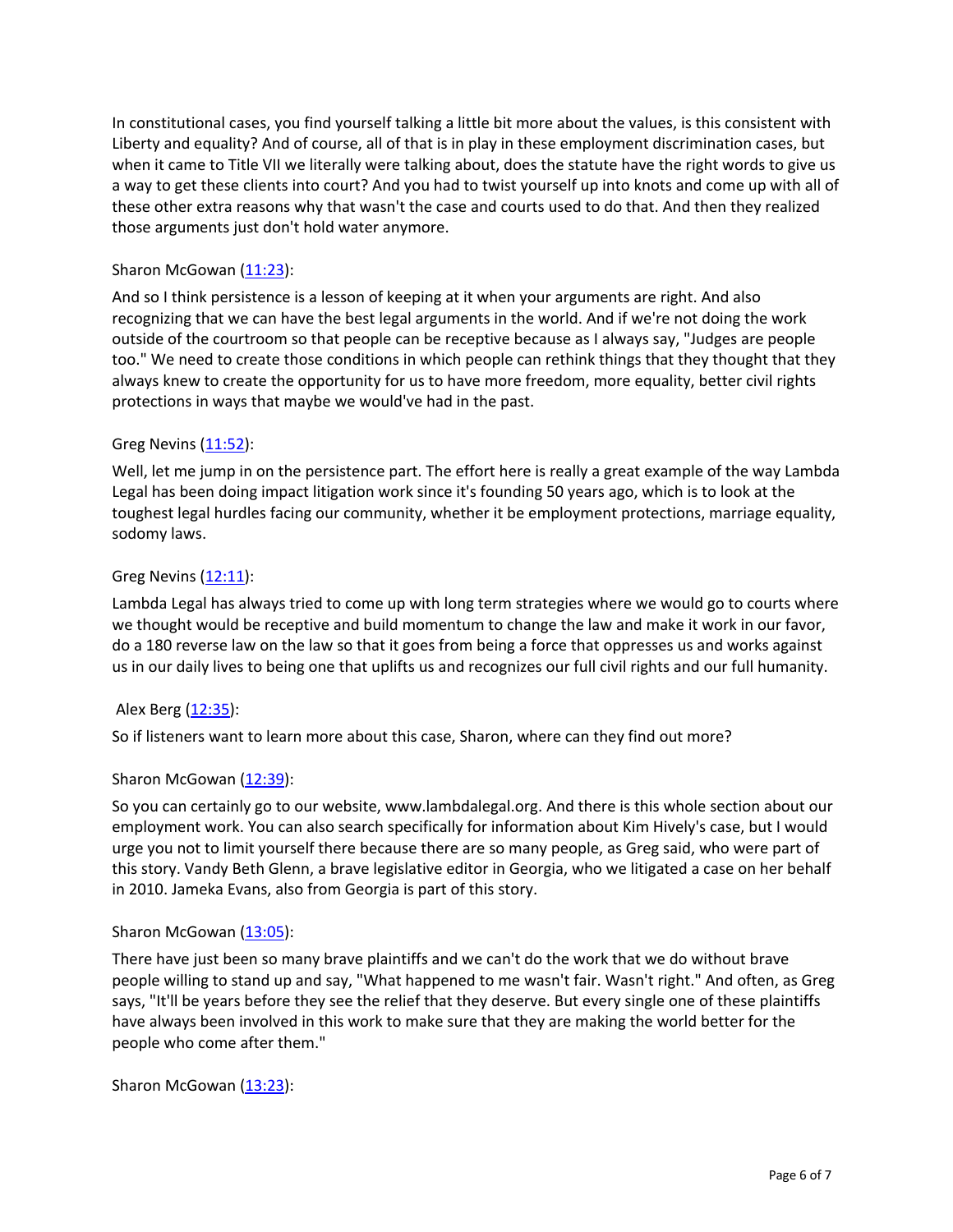In constitutional cases, you find yourself talking a little bit more about the values, is this consistent with Liberty and equality? And of course, all of that is in play in these employment discrimination cases, but when it came to Title VII we literally were talking about, does the statute have the right words to give us a way to get these clients into court? And you had to twist yourself up into knots and come up with all of these other extra reasons why that wasn't the case and courts used to do that. And then they realized those arguments just don't hold water anymore.

Sharon McGowan ([11:23]):

And so I think persistence is a lesson of keeping at it when your arguments are right. And also recognizing that we can have the best legal arguments in the world. And if we're not doing the work outside of the courtroom so that people can be receptive because as I always say, "Judges are people too." We need to create those conditions in which people can rethink things that they thought that they always knew to create the opportunity for us to have more freedom, more equality, better civil rights protections in ways that maybe we would've had in the past.

Greg Nevins ([11:52]):

Well, let me jump in on the persistence part. The effort here is really a great example of the way Lambda Legal has been doing impact litigation work since it's founding 50 years ago, which is to look at the toughest legal hurdles facing our community, whether it be employment protections, marriage equality, sodomy laws.

Greg Nevins ([12:11]):

Lambda Legal has always tried to come up with long term strategies where we would go to courts where we thought would be receptive and build momentum to change the law and make it work in our favor, do a 180 reverse law on the law so that it goes from being a force that oppresses us and works against us in our daily lives to being one that uplifts us and recognizes our full civil rights and our full humanity.

Alex Berg ([12:35]):

So if listeners want to learn more about this case, Sharon, where can they find out more?

Sharon McGowan ([12:39]):

So you can certainly go to our website, www.lambdalegal.org. And there is this whole section about our employment work. You can also search specifically for information about Kim Hively's case, but I would urge you not to limit yourself there because there are so many people, as Greg said, who were part of this story. Vandy Beth Glenn, a brave legislative editor in Georgia, who we litigated a case on her behalf in 2010. Jameka Evans, also from Georgia is part of this story.

Sharon McGowan ([13:05]):

There have just been so many brave plaintiffs and we can't do the work that we do without brave people willing to stand up and say, "What happened to me wasn't fair. Wasn't right." And often, as Greg says, "It'll be years before they see the relief that they deserve. But every single one of these plaintiffs have always been involved in this work to make sure that they are making the world better for the people who come after them."

Sharon McGowan ([13:23]):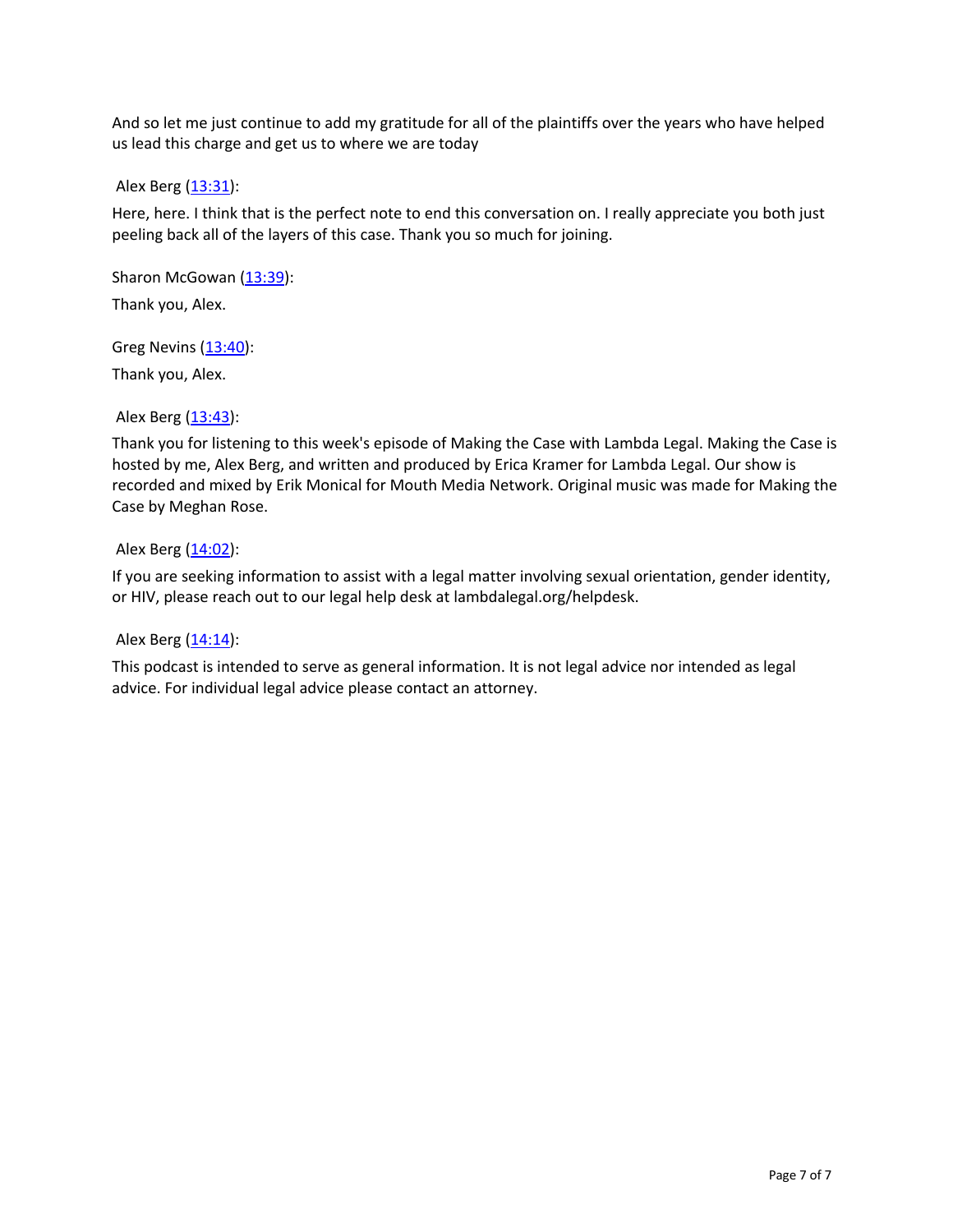And so let me just continue to add my gratitude for all of the plaintiffs over the years who have helped us lead this charge and get us to where we are today

Alex Berg ([13:31]):

Here, here. I think that is the perfect note to end this conversation on. I really appreciate you both just peeling back all of the layers of this case. Thank you so much for joining.

Sharon McGowan ([13:39]):

Thank you, Alex.

Greg Nevins ([13:40]):

Thank you, Alex.

Alex Berg ([13:43]):

Thank you for listening to this week's episode of Making the Case with Lambda Legal. Making the Case is hosted by me, Alex Berg, and written and produced by Erica Kramer for Lambda Legal. Our show is recorded and mixed by Erik Monical for Mouth Media Network. Original music was made for Making the Case by Meghan Rose.

Alex Berg ([14:02]):

If you are seeking information to assist with a legal matter involving sexual orientation, gender identity, or HIV, please reach out to our legal help desk at lambdalegal.org/helpdesk.

Alex Berg ([14:14]):

This podcast is intended to serve as general information. It is not legal advice nor intended as legal advice. For individual legal advice please contact an attorney.